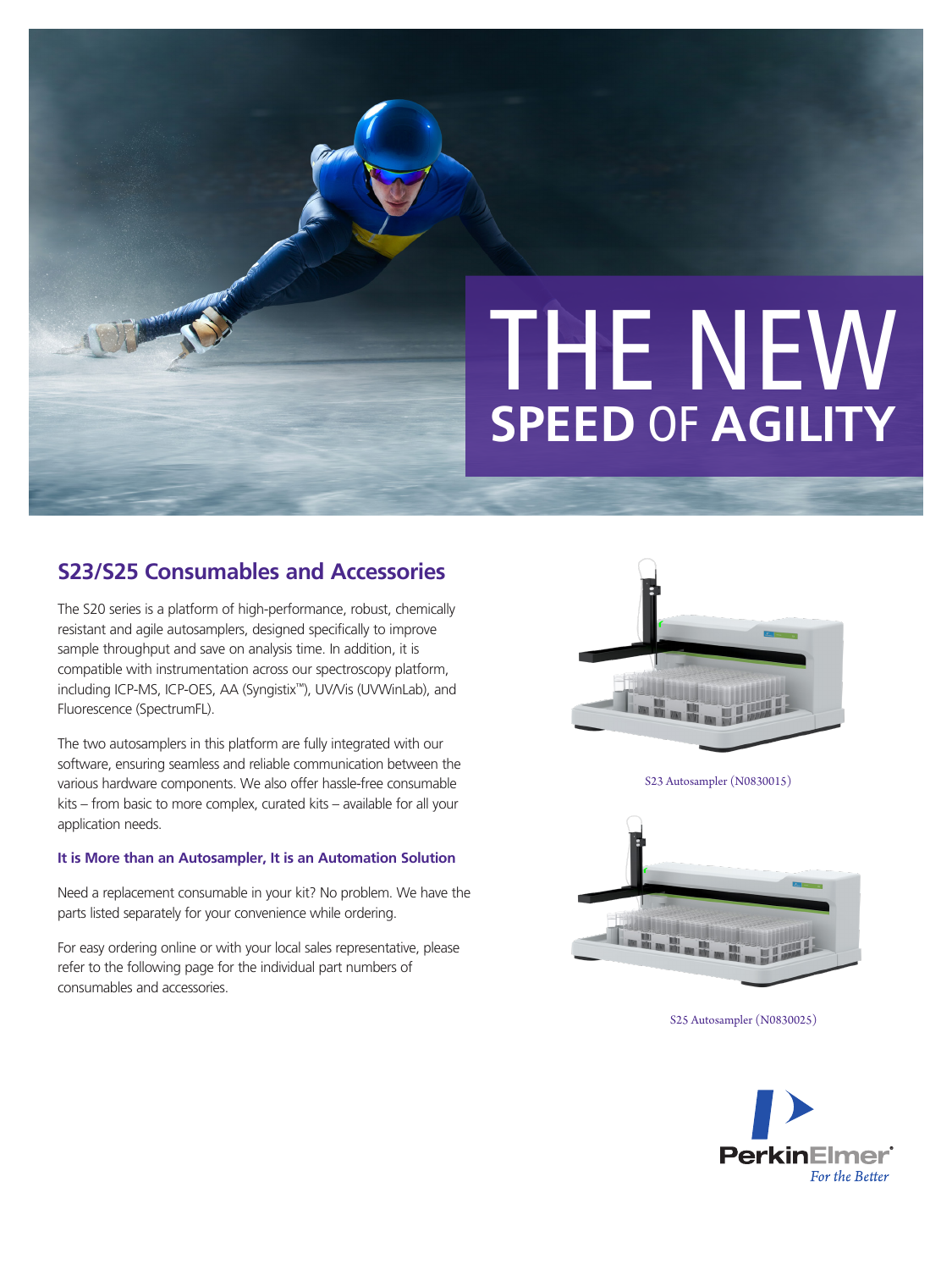# THE NEW SPEED OF AGILITY

## S23/S25 Consumables and Accessories

The S20 series is a platform of high-performance, robust, chemically resistant and agile autosamplers, designed specifically to improve sample throughput and save on analysis time. In addition, it is compatible with instrumentation across our spectroscopy platform, including ICP-MS, ICP-OES, AA (Syngistix™), UV/Vis (UVWinLab), and Fluorescence (SpectrumFL).

The two autosamplers in this platform are fully integrated with our software, ensuring seamless and reliable communication between the various hardware components. We also offer hassle-free consumable kits – from basic to more complex, curated kits – available for all your application needs.

### It is More than an Autosampler, It is an Automation Solution

Need a replacement consumable in your kit? No problem. We have the parts listed separately for your convenience while ordering.

For easy ordering online or with your local sales representative, please refer to the following page for the individual part numbers of consumables and accessories.

S23 Autosampler (N0830015)

S25 Autosampler (N0830025)

PerkinElmer
*For the Better*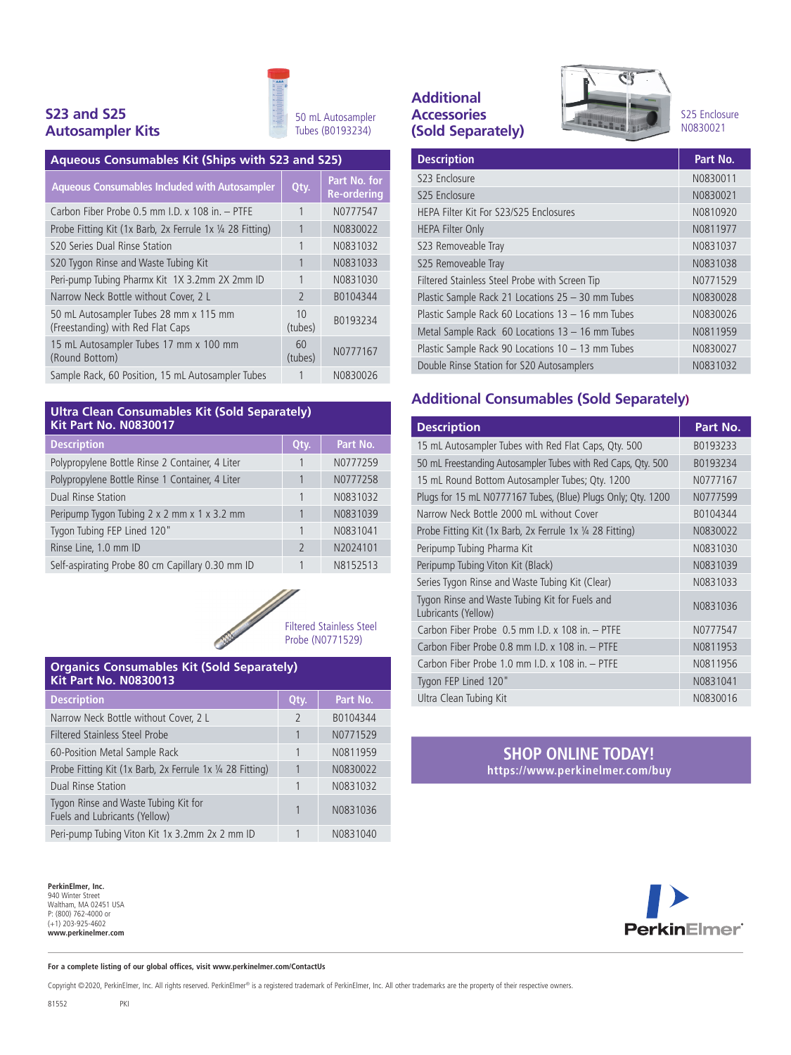## S23 and S25 Autosampler Kits

50 mL Autosampler Tubes (B0193234)

| Aqueous Consumables Kit (Ships with S23 and S25) | | |
|---|---|---|
| **Aqueous Consumables Included with Autosampler** | **Qty.** | **Part No. for Re-ordering** |
| Carbon Fiber Probe 0.5 mm I.D. x 108 in. – PTFE | 1 | N0777547 |
| Probe Fitting Kit (1x Barb, 2x Ferrule 1x ¼ 28 Fitting) | 1 | N0830022 |
| S20 Series Dual Rinse Station | 1 | N0831032 |
| S20 Tygon Rinse and Waste Tubing Kit | 1 | N0831033 |
| Peri-pump Tubing Pharmx Kit 1X 3.2mm 2X 2mm ID | 1 | N0831030 |
| Narrow Neck Bottle without Cover, 2 L | 2 | B0104344 |
| 50 mL Autosampler Tubes 28 mm x 115 mm (Freestanding) with Red Flat Caps | 10 (tubes) | B0193234 |
| 15 mL Autosampler Tubes 17 mm x 100 mm (Round Bottom) | 60 (tubes) | N0777167 |
| Sample Rack, 60 Position, 15 mL Autosampler Tubes | 1 | N0830026 |

| Ultra Clean Consumables Kit (Sold Separately) Kit Part No. N0830017 | | |
|---|---|---|
| **Description** | **Qty.** | **Part No.** |
| Polypropylene Bottle Rinse 2 Container, 4 Liter | 1 | N0777259 |
| Polypropylene Bottle Rinse 1 Container, 4 Liter | 1 | N0777258 |
| Dual Rinse Station | 1 | N0831032 |
| Peripump Tygon Tubing 2 x 2 mm x 1 x 3.2 mm | 1 | N0831039 |
| Tygon Tubing FEP Lined 120" | 1 | N0831041 |
| Rinse Line, 1.0 mm ID | 2 | N2024101 |
| Self-aspirating Probe 80 cm Capillary 0.30 mm ID | 1 | N8152513 |

Filtered Stainless Steel Probe (N0771529)

| Organics Consumables Kit (Sold Separately) Kit Part No. N0830013 | | |
|---|---|---|
| **Description** | **Qty.** | **Part No.** |
| Narrow Neck Bottle without Cover, 2 L | 2 | B0104344 |
| Filtered Stainless Steel Probe | 1 | N0771529 |
| 60-Position Metal Sample Rack | 1 | N0811959 |
| Probe Fitting Kit (1x Barb, 2x Ferrule 1x ¼ 28 Fitting) | 1 | N0830022 |
| Dual Rinse Station | 1 | N0831032 |
| Tygon Rinse and Waste Tubing Kit for Fuels and Lubricants (Yellow) | 1 | N0831036 |
| Peri-pump Tubing Viton Kit 1x 3.2mm 2x 2 mm ID | 1 | N0831040 |

## Additional Accessories (Sold Separately)

S25 Enclosure N0830021

| Description | Part No. |
|---|---|
| S23 Enclosure | N0830011 |
| S25 Enclosure | N0830021 |
| HEPA Filter Kit For S23/S25 Enclosures | N0810920 |
| HEPA Filter Only | N0811977 |
| S23 Removeable Tray | N0831037 |
| S25 Removeable Tray | N0831038 |
| Filtered Stainless Steel Probe with Screen Tip | N0771529 |
| Plastic Sample Rack 21 Locations 25 – 30 mm Tubes | N0830028 |
| Plastic Sample Rack 60 Locations 13 – 16 mm Tubes | N0830026 |
| Metal Sample Rack 60 Locations 13 – 16 mm Tubes | N0811959 |
| Plastic Sample Rack 90 Locations 10 – 13 mm Tubes | N0830027 |
| Double Rinse Station for S20 Autosamplers | N0831032 |

## Additional Consumables (Sold Separately)

| Description | Part No. |
|---|---|
| 15 mL Autosampler Tubes with Red Flat Caps, Qty. 500 | B0193233 |
| 50 mL Freestanding Autosampler Tubes with Red Caps, Qty. 500 | B0193234 |
| 15 mL Round Bottom Autosampler Tubes; Qty. 1200 | N0777167 |
| Plugs for 15 mL N0777167 Tubes, (Blue) Plugs Only; Qty. 1200 | N0777599 |
| Narrow Neck Bottle 2000 mL without Cover | B0104344 |
| Probe Fitting Kit (1x Barb, 2x Ferrule 1x ¼ 28 Fitting) | N0830022 |
| Peripump Tubing Pharma Kit | N0831030 |
| Peripump Tubing Viton Kit (Black) | N0831039 |
| Series Tygon Rinse and Waste Tubing Kit (Clear) | N0831033 |
| Tygon Rinse and Waste Tubing Kit for Fuels and Lubricants (Yellow) | N0831036 |
| Carbon Fiber Probe 0.5 mm I.D. x 108 in. – PTFE | N0777547 |
| Carbon Fiber Probe 0.8 mm I.D. x 108 in. – PTFE | N0811953 |
| Carbon Fiber Probe 1.0 mm I.D. x 108 in. – PTFE | N0811956 |
| Tygon FEP Lined 120" | N0831041 |
| Ultra Clean Tubing Kit | N0830016 |

**SHOP ONLINE TODAY!**
**https://www.perkinelmer.com/buy**

**PerkinElmer, Inc.**
940 Winter Street
Waltham, MA 02451 USA
P: (800) 762-4000 or
(+1) 203-925-4602
**www.perkinelmer.com**

**For a complete listing of our global offices, visit www.perkinelmer.com/ContactUs**

Copyright ©2020, PerkinElmer, Inc. All rights reserved. PerkinElmer® is a registered trademark of PerkinElmer, Inc. All other trademarks are the property of their respective owners.

81552 PKI